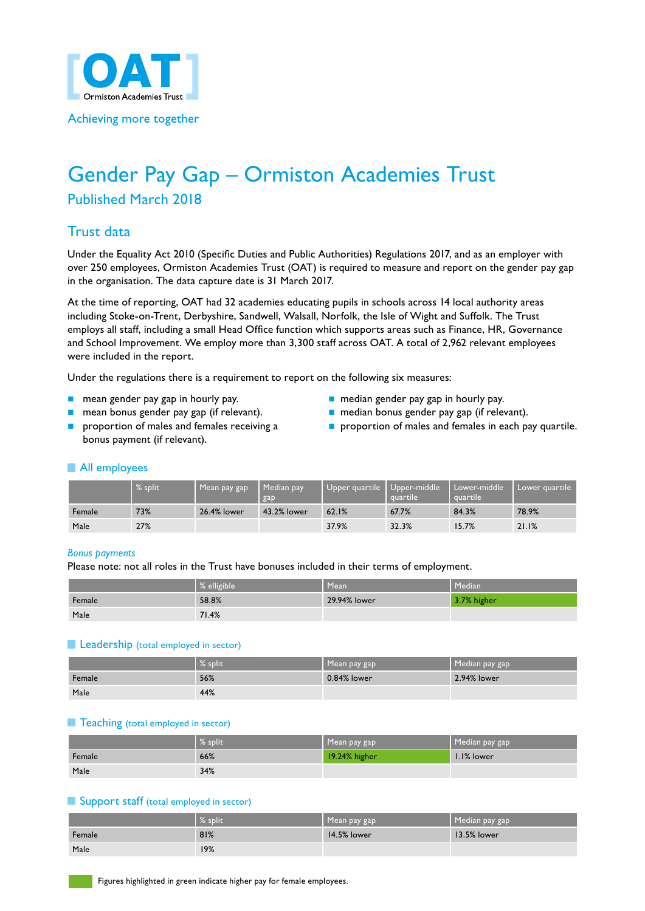[OAT]
Ormiston Academies Trust

Achieving more together

# Gender Pay Gap – Ormiston Academies Trust

## Published March 2018

## Trust data

Under the Equality Act 2010 (Specific Duties and Public Authorities) Regulations 2017, and as an employer with over 250 employees, Ormiston Academies Trust (OAT) is required to measure and report on the gender pay gap in the organisation. The data capture date is 31 March 2017.

At the time of reporting, OAT had 32 academies educating pupils in schools across 14 local authority areas including Stoke-on-Trent, Derbyshire, Sandwell, Walsall, Norfolk, the Isle of Wight and Suffolk. The Trust employs all staff, including a small Head Office function which supports areas such as Finance, HR, Governance and School Improvement. We employ more than 3,300 staff across OAT. A total of 2,962 relevant employees were included in the report.

Under the regulations there is a requirement to report on the following six measures:

- mean gender pay gap in hourly pay.
- mean bonus gender pay gap (if relevant).
- proportion of males and females receiving a bonus payment (if relevant).
- median gender pay gap in hourly pay.
- median bonus gender pay gap (if relevant).
- proportion of males and females in each pay quartile.

### All employees

| | % split | Mean pay gap | Median pay gap | Upper quartile | Upper-middle quartile | Lower-middle quartile | Lower quartile |
|---|---|---|---|---|---|---|---|
| Female | 73% | 26.4% lower | 43.2% lower | 62.1% | 67.7% | 84.3% | 78.9% |
| Male | 27% | | | 37.9% | 32.3% | 15.7% | 21.1% |

*Bonus payments*

Please note: not all roles in the Trust have bonuses included in their terms of employment.

| | % elligible | Mean | Median |
|---|---|---|---|
| Female | 58.8% | 29.94% lower | 3.7% higher |
| Male | 71.4% | | |

### Leadership (total employed in sector)

| | % split | Mean pay gap | Median pay gap |
|---|---|---|---|
| Female | 56% | 0.84% lower | 2.94% lower |
| Male | 44% | | |

### Teaching (total employed in sector)

| | % split | Mean pay gap | Median pay gap |
|---|---|---|---|
| Female | 66% | 19.24% higher | 1.1% lower |
| Male | 34% | | |

### Support staff (total employed in sector)

| | % split | Mean pay gap | Median pay gap |
|---|---|---|---|
| Female | 81% | 14.5% lower | 13.5% lower |
| Male | 19% | | |

Figures highlighted in green indicate higher pay for female employees.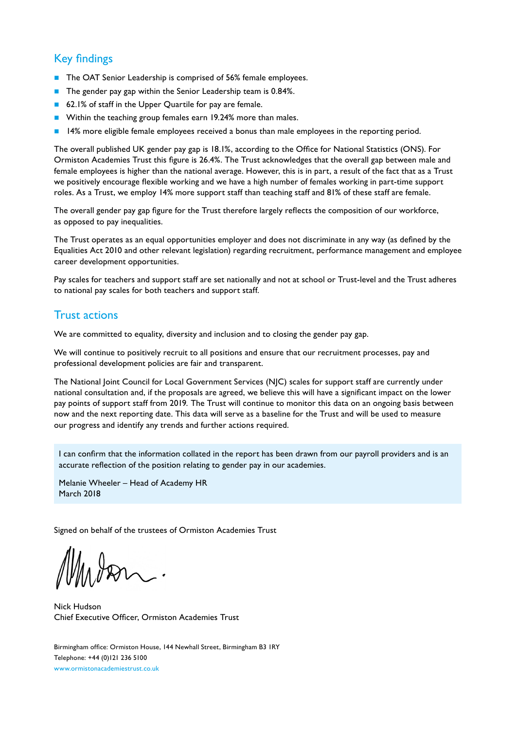## Key findings

- The OAT Senior Leadership is comprised of 56% female employees.
- The gender pay gap within the Senior Leadership team is 0.84%.
- 62.1% of staff in the Upper Quartile for pay are female.
- Within the teaching group females earn 19.24% more than males.
- 14% more eligible female employees received a bonus than male employees in the reporting period.

The overall published UK gender pay gap is 18.1%, according to the Office for National Statistics (ONS). For Ormiston Academies Trust this figure is 26.4%. The Trust acknowledges that the overall gap between male and female employees is higher than the national average. However, this is in part, a result of the fact that as a Trust we positively encourage flexible working and we have a high number of females working in part-time support roles. As a Trust, we employ 14% more support staff than teaching staff and 81% of these staff are female.

The overall gender pay gap figure for the Trust therefore largely reflects the composition of our workforce, as opposed to pay inequalities.

The Trust operates as an equal opportunities employer and does not discriminate in any way (as defined by the Equalities Act 2010 and other relevant legislation) regarding recruitment, performance management and employee career development opportunities.

Pay scales for teachers and support staff are set nationally and not at school or Trust-level and the Trust adheres to national pay scales for both teachers and support staff.

## Trust actions

We are committed to equality, diversity and inclusion and to closing the gender pay gap.

We will continue to positively recruit to all positions and ensure that our recruitment processes, pay and professional development policies are fair and transparent.

The National Joint Council for Local Government Services (NJC) scales for support staff are currently under national consultation and, if the proposals are agreed, we believe this will have a significant impact on the lower pay points of support staff from 2019. The Trust will continue to monitor this data on an ongoing basis between now and the next reporting date. This data will serve as a baseline for the Trust and will be used to measure our progress and identify any trends and further actions required.

I can confirm that the information collated in the report has been drawn from our payroll providers and is an accurate reflection of the position relating to gender pay in our academies.

Melanie Wheeler – Head of Academy HR
March 2018

Signed on behalf of the trustees of Ormiston Academies Trust

Nick Hudson
Chief Executive Officer, Ormiston Academies Trust

Birmingham office: Ormiston House, 144 Newhall Street, Birmingham B3 1RY
Telephone: +44 (0)121 236 5100
www.ormistonacademiestrust.co.uk